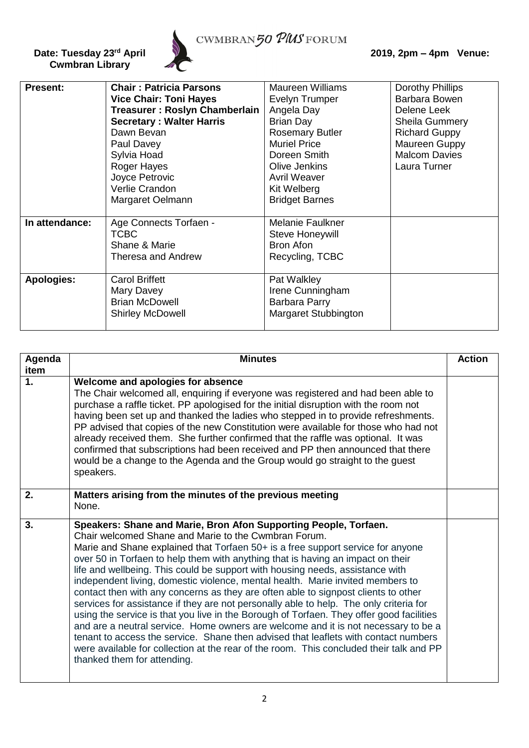# CWMBRAN 50 PLUS FORUM

**Date: Tuesday 23rd April 2019, 2pm – 4pm Venue: Cwmbran Library**

| **Present:** | **Chair : Patricia Parsons**<br>**Vice Chair: Toni Hayes**<br>**Treasurer : Roslyn Chamberlain**<br>**Secretary : Walter Harris**<br>Dawn Bevan<br>Paul Davey<br>Sylvia Hoad<br>Roger Hayes<br>Joyce Petrovic<br>Verlie Crandon<br>Margaret Oelmann | Maureen Williams<br>Evelyn Trumper<br>Angela Day<br>Brian Day<br>Rosemary Butler<br>Muriel Price<br>Doreen Smith<br>Olive Jenkins<br>Avril Weaver<br>Kit Welberg<br>Bridget Barnes | Dorothy Phillips<br>Barbara Bowen<br>Delene Leek<br>Sheila Gummery<br>Richard Guppy<br>Maureen Guppy<br>Malcom Davies<br>Laura Turner |
|---|---|---|---|
| **In attendance:** | Age Connects Torfaen -<br>TCBC<br>Shane & Marie<br>Theresa and Andrew | Melanie Faulkner<br>Steve Honeywill<br>Bron Afon<br>Recycling, TCBC | |
| **Apologies:** | Carol Briffett<br>Mary Davey<br>Brian McDowell<br>Shirley McDowell | Pat Walkley<br>Irene Cunningham<br>Barbara Parry<br>Margaret Stubbington | |

| Agenda item | Minutes | Action |
|---|---|---|
| **1.** | **Welcome and apologies for absence**<br>The Chair welcomed all, enquiring if everyone was registered and had been able to purchase a raffle ticket. PP apologised for the initial disruption with the room not having been set up and thanked the ladies who stepped in to provide refreshments. PP advised that copies of the new Constitution were available for those who had not already received them. She further confirmed that the raffle was optional. It was confirmed that subscriptions had been received and PP then announced that there would be a change to the Agenda and the Group would go straight to the guest speakers. | |
| **2.** | **Matters arising from the minutes of the previous meeting**<br>None. | |
| **3.** | **Speakers: Shane and Marie, Bron Afon Supporting People, Torfaen.**<br>Chair welcomed Shane and Marie to the Cwmbran Forum.<br>Marie and Shane explained that Torfaen 50+ is a free support service for anyone over 50 in Torfaen to help them with anything that is having an impact on their life and wellbeing. This could be support with housing needs, assistance with independent living, domestic violence, mental health. Marie invited members to contact then with any concerns as they are often able to signpost clients to other services for assistance if they are not personally able to help. The only criteria for using the service is that you live in the Borough of Torfaen. They offer good facilities and are a neutral service. Home owners are welcome and it is not necessary to be a tenant to access the service. Shane then advised that leaflets with contact numbers were available for collection at the rear of the room. This concluded their talk and PP thanked them for attending. | |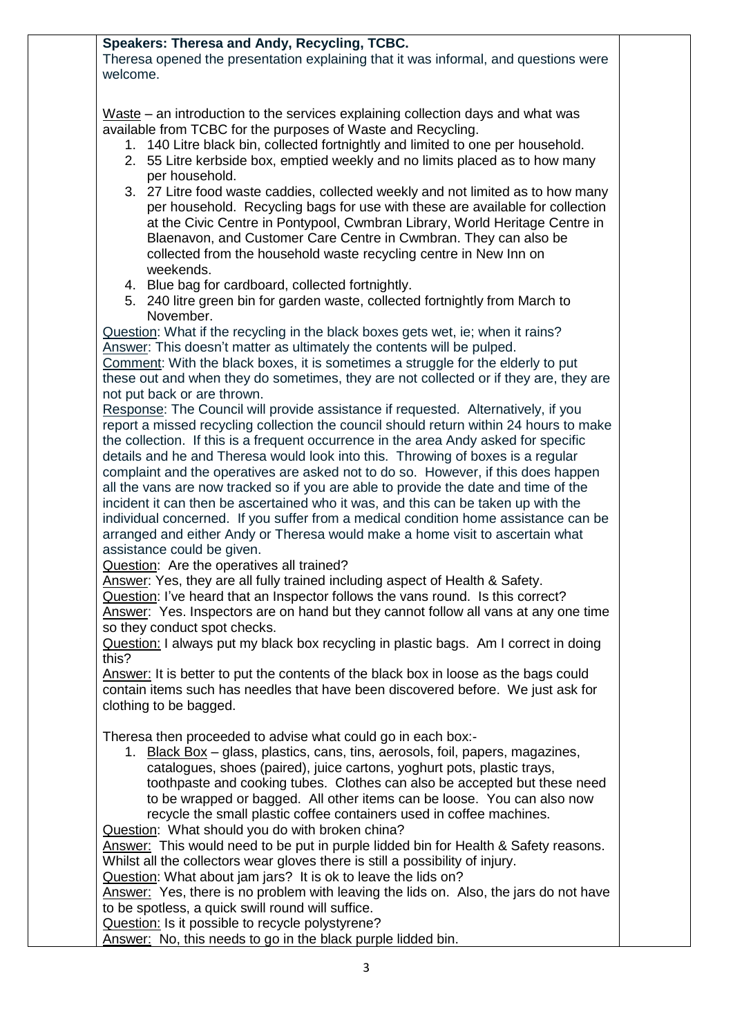**Speakers: Theresa and Andy, Recycling, TCBC.**

Theresa opened the presentation explaining that it was informal, and questions were welcome.

Waste – an introduction to the services explaining collection days and what was available from TCBC for the purposes of Waste and Recycling.

1. 140 Litre black bin, collected fortnightly and limited to one per household.
2. 55 Litre kerbside box, emptied weekly and no limits placed as to how many per household.
3. 27 Litre food waste caddies, collected weekly and not limited as to how many per household. Recycling bags for use with these are available for collection at the Civic Centre in Pontypool, Cwmbran Library, World Heritage Centre in Blaenavon, and Customer Care Centre in Cwmbran. They can also be collected from the household waste recycling centre in New Inn on weekends.
4. Blue bag for cardboard, collected fortnightly.
5. 240 litre green bin for garden waste, collected fortnightly from March to November.

Question: What if the recycling in the black boxes gets wet, ie; when it rains?
Answer: This doesn't matter as ultimately the contents will be pulped.
Comment: With the black boxes, it is sometimes a struggle for the elderly to put these out and when they do sometimes, they are not collected or if they are, they are not put back or are thrown.
Response: The Council will provide assistance if requested. Alternatively, if you report a missed recycling collection the council should return within 24 hours to make the collection. If this is a frequent occurrence in the area Andy asked for specific details and he and Theresa would look into this. Throwing of boxes is a regular complaint and the operatives are asked not to do so. However, if this does happen all the vans are now tracked so if you are able to provide the date and time of the incident it can then be ascertained who it was, and this can be taken up with the individual concerned. If you suffer from a medical condition home assistance can be arranged and either Andy or Theresa would make a home visit to ascertain what assistance could be given.
Question: Are the operatives all trained?
Answer: Yes, they are all fully trained including aspect of Health & Safety.
Question: I've heard that an Inspector follows the vans round. Is this correct?
Answer: Yes. Inspectors are on hand but they cannot follow all vans at any one time so they conduct spot checks.
Question: I always put my black box recycling in plastic bags. Am I correct in doing this?
Answer: It is better to put the contents of the black box in loose as the bags could contain items such has needles that have been discovered before. We just ask for clothing to be bagged.

Theresa then proceeded to advise what could go in each box:-

1. Black Box – glass, plastics, cans, tins, aerosols, foil, papers, magazines, catalogues, shoes (paired), juice cartons, yoghurt pots, plastic trays, toothpaste and cooking tubes. Clothes can also be accepted but these need to be wrapped or bagged. All other items can be loose. You can also now recycle the small plastic coffee containers used in coffee machines.

Question: What should you do with broken china?
Answer: This would need to be put in purple lidded bin for Health & Safety reasons. Whilst all the collectors wear gloves there is still a possibility of injury.
Question: What about jam jars? It is ok to leave the lids on?
Answer: Yes, there is no problem with leaving the lids on. Also, the jars do not have to be spotless, a quick swill round will suffice.
Question: Is it possible to recycle polystyrene?
Answer: No, this needs to go in the black purple lidded bin.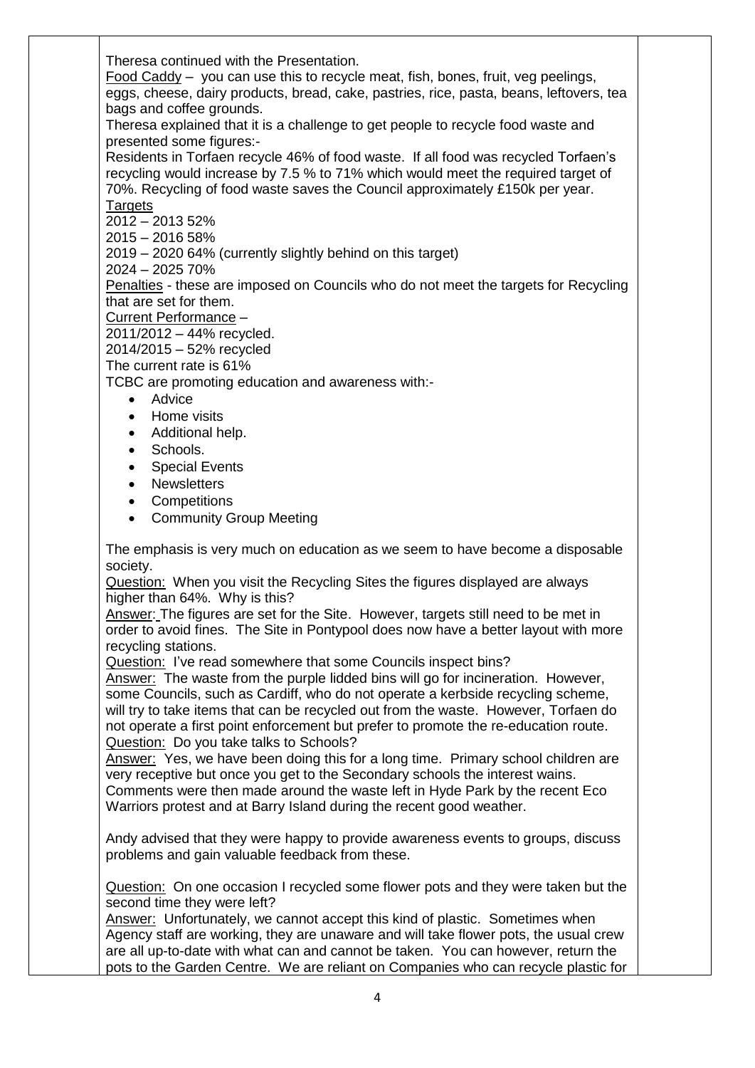Theresa continued with the Presentation.

Food Caddy – you can use this to recycle meat, fish, bones, fruit, veg peelings, eggs, cheese, dairy products, bread, cake, pastries, rice, pasta, beans, leftovers, tea bags and coffee grounds.

Theresa explained that it is a challenge to get people to recycle food waste and presented some figures:-

Residents in Torfaen recycle 46% of food waste. If all food was recycled Torfaen's recycling would increase by 7.5 % to 71% which would meet the required target of 70%. Recycling of food waste saves the Council approximately £150k per year.

Targets

2012 – 2013 52%

2015 – 2016 58%

2019 – 2020 64% (currently slightly behind on this target)

2024 – 2025 70%

Penalties - these are imposed on Councils who do not meet the targets for Recycling that are set for them.

Current Performance –

2011/2012 – 44% recycled.

2014/2015 – 52% recycled

The current rate is 61%

TCBC are promoting education and awareness with:-

- Advice
- Home visits
- Additional help.
- Schools.
- Special Events
- Newsletters
- Competitions
- Community Group Meeting

The emphasis is very much on education as we seem to have become a disposable society.

Question: When you visit the Recycling Sites the figures displayed are always higher than 64%. Why is this?

Answer: The figures are set for the Site. However, targets still need to be met in order to avoid fines. The Site in Pontypool does now have a better layout with more recycling stations.

Question: I've read somewhere that some Councils inspect bins?

Answer: The waste from the purple lidded bins will go for incineration. However, some Councils, such as Cardiff, who do not operate a kerbside recycling scheme, will try to take items that can be recycled out from the waste. However, Torfaen do not operate a first point enforcement but prefer to promote the re-education route.

Question: Do you take talks to Schools?

Answer: Yes, we have been doing this for a long time. Primary school children are very receptive but once you get to the Secondary schools the interest wains.

Comments were then made around the waste left in Hyde Park by the recent Eco Warriors protest and at Barry Island during the recent good weather.

Andy advised that they were happy to provide awareness events to groups, discuss problems and gain valuable feedback from these.

Question: On one occasion I recycled some flower pots and they were taken but the second time they were left?

Answer: Unfortunately, we cannot accept this kind of plastic. Sometimes when Agency staff are working, they are unaware and will take flower pots, the usual crew are all up-to-date with what can and cannot be taken. You can however, return the pots to the Garden Centre. We are reliant on Companies who can recycle plastic for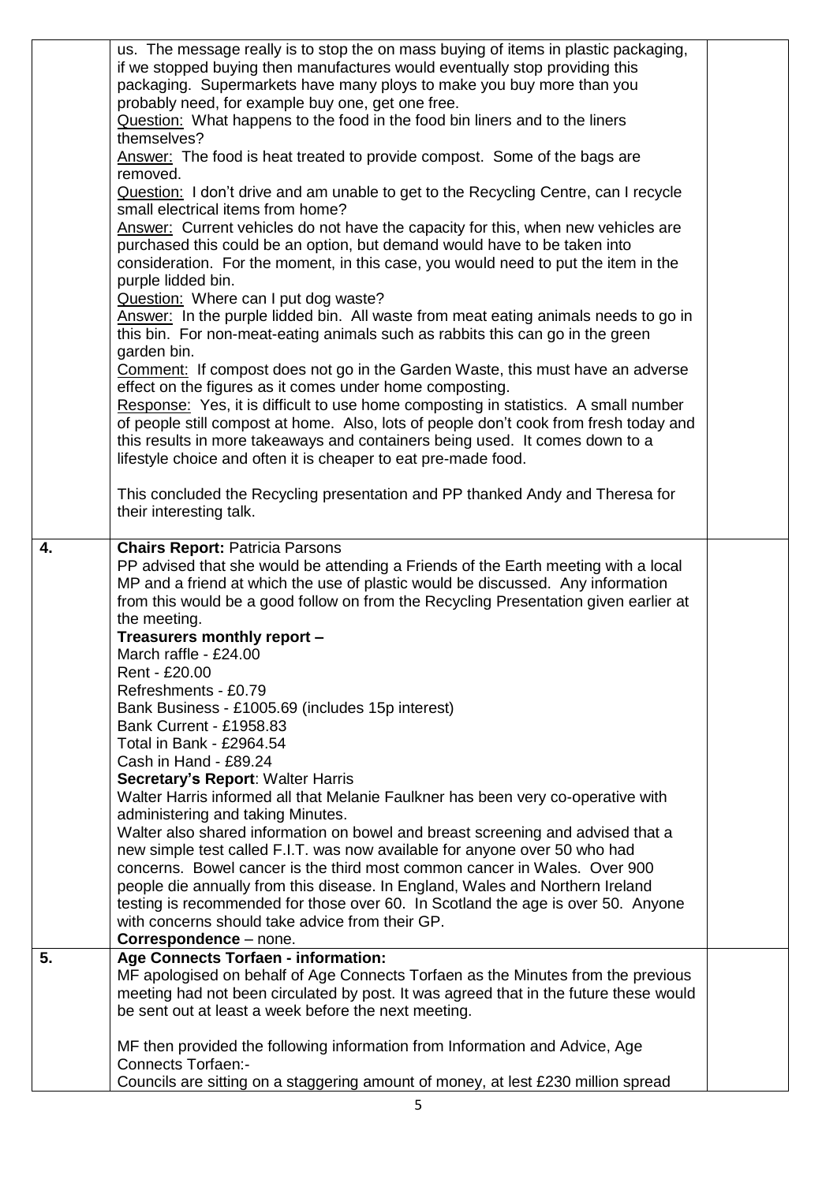| | | |
|---|---|---|
| | us. The message really is to stop the on mass buying of items in plastic packaging, if we stopped buying then manufactures would eventually stop providing this packaging. Supermarkets have many ploys to make you buy more than you probably need, for example buy one, get one free.<br><u>Question:</u> What happens to the food in the food bin liners and to the liners themselves?<br><u>Answer:</u> The food is heat treated to provide compost. Some of the bags are removed.<br><u>Question:</u> I don't drive and am unable to get to the Recycling Centre, can I recycle small electrical items from home?<br><u>Answer:</u> Current vehicles do not have the capacity for this, when new vehicles are purchased this could be an option, but demand would have to be taken into consideration. For the moment, in this case, you would need to put the item in the purple lidded bin.<br><u>Question:</u> Where can I put dog waste?<br><u>Answer:</u> In the purple lidded bin. All waste from meat eating animals needs to go in this bin. For non-meat-eating animals such as rabbits this can go in the green garden bin.<br><u>Comment:</u> If compost does not go in the Garden Waste, this must have an adverse effect on the figures as it comes under home composting.<br><u>Response:</u> Yes, it is difficult to use home composting in statistics. A small number of people still compost at home. Also, lots of people don't cook from fresh today and this results in more takeaways and containers being used. It comes down to a lifestyle choice and often it is cheaper to eat pre-made food.<br><br>This concluded the Recycling presentation and PP thanked Andy and Theresa for their interesting talk. | |
| **4.** | **Chairs Report:** Patricia Parsons<br>PP advised that she would be attending a Friends of the Earth meeting with a local MP and a friend at which the use of plastic would be discussed. Any information from this would be a good follow on from the Recycling Presentation given earlier at the meeting.<br>**Treasurers monthly report –**<br>March raffle - £24.00<br>Rent - £20.00<br>Refreshments - £0.79<br>Bank Business - £1005.69 (includes 15p interest)<br>Bank Current - £1958.83<br>Total in Bank - £2964.54<br>Cash in Hand - £89.24<br>**Secretary's Report**: Walter Harris<br>Walter Harris informed all that Melanie Faulkner has been very co-operative with administering and taking Minutes.<br>Walter also shared information on bowel and breast screening and advised that a new simple test called F.I.T. was now available for anyone over 50 who had concerns. Bowel cancer is the third most common cancer in Wales. Over 900 people die annually from this disease. In England, Wales and Northern Ireland testing is recommended for those over 60. In Scotland the age is over 50. Anyone with concerns should take advice from their GP.<br>**Correspondence** – none. | |
| **5.** | **Age Connects Torfaen - information:**<br>MF apologised on behalf of Age Connects Torfaen as the Minutes from the previous meeting had not been circulated by post. It was agreed that in the future these would be sent out at least a week before the next meeting.<br><br>MF then provided the following information from Information and Advice, Age Connects Torfaen:-<br>Councils are sitting on a staggering amount of money, at lest £230 million spread | |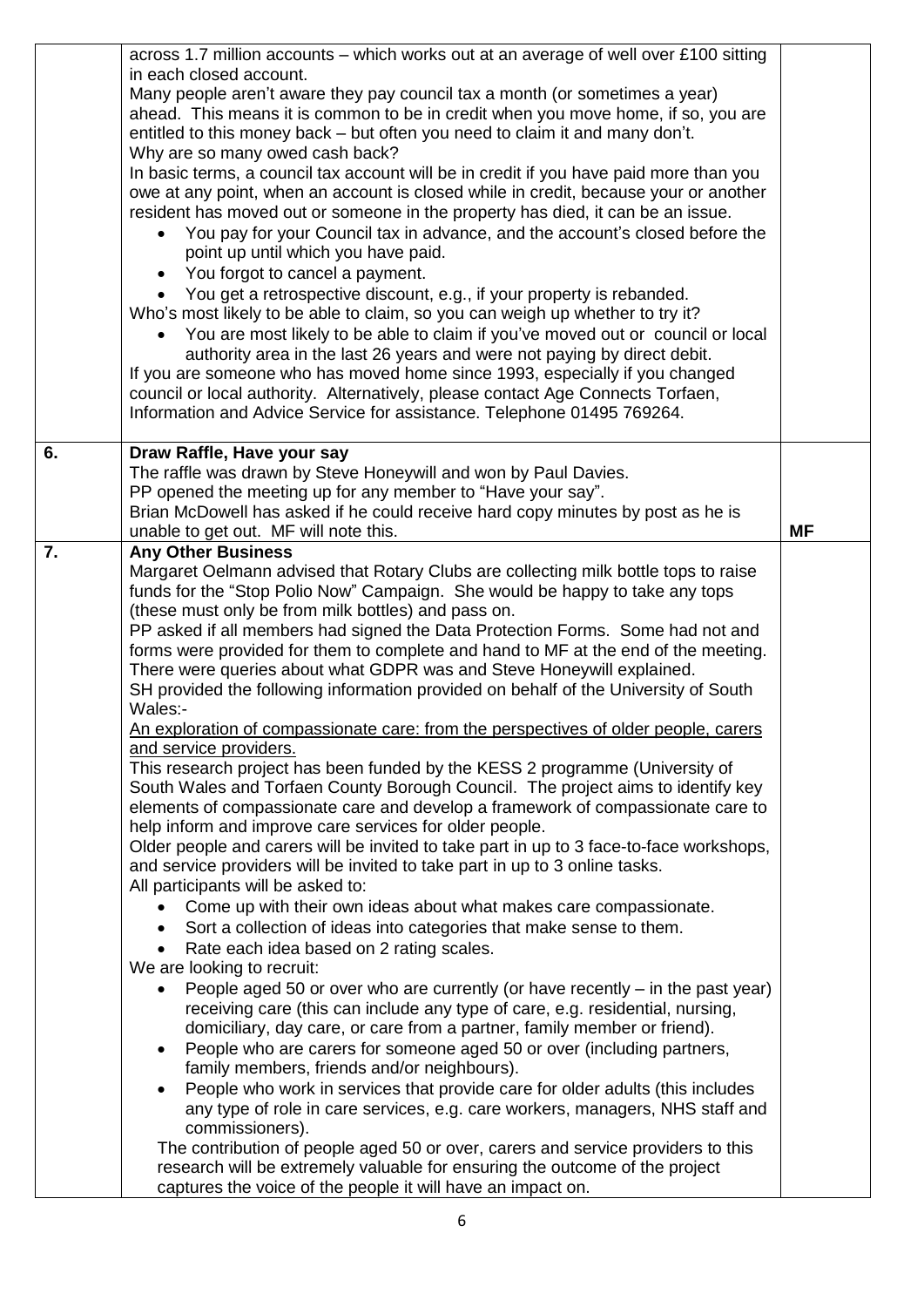| | | |
|---|---|---|
| | across 1.7 million accounts – which works out at an average of well over £100 sitting in each closed account.<br>Many people aren't aware they pay council tax a month (or sometimes a year) ahead. This means it is common to be in credit when you move home, if so, you are entitled to this money back – but often you need to claim it and many don't.<br>Why are so many owed cash back?<br>In basic terms, a council tax account will be in credit if you have paid more than you owe at any point, when an account is closed while in credit, because your or another resident has moved out or someone in the property has died, it can be an issue.<br>• You pay for your Council tax in advance, and the account's closed before the point up until which you have paid.<br>• You forgot to cancel a payment.<br>• You get a retrospective discount, e.g., if your property is rebanded.<br>Who's most likely to be able to claim, so you can weigh up whether to try it?<br>• You are most likely to be able to claim if you've moved out or council or local authority area in the last 26 years and were not paying by direct debit.<br>If you are someone who has moved home since 1993, especially if you changed council or local authority. Alternatively, please contact Age Connects Torfaen, Information and Advice Service for assistance. Telephone 01495 769264. | |
| **6.** | **Draw Raffle, Have your say**<br>The raffle was drawn by Steve Honeywill and won by Paul Davies.<br>PP opened the meeting up for any member to "Have your say".<br>Brian McDowell has asked if he could receive hard copy minutes by post as he is unable to get out. MF will note this. | **MF** |
| **7.** | **Any Other Business**<br>Margaret Oelmann advised that Rotary Clubs are collecting milk bottle tops to raise funds for the "Stop Polio Now" Campaign. She would be happy to take any tops (these must only be from milk bottles) and pass on.<br>PP asked if all members had signed the Data Protection Forms. Some had not and forms were provided for them to complete and hand to MF at the end of the meeting. There were queries about what GDPR was and Steve Honeywill explained.<br>SH provided the following information provided on behalf of the University of South Wales:-<br><u>An exploration of compassionate care: from the perspectives of older people, carers and service providers.</u><br>This research project has been funded by the KESS 2 programme (University of South Wales and Torfaen County Borough Council. The project aims to identify key elements of compassionate care and develop a framework of compassionate care to help inform and improve care services for older people.<br>Older people and carers will be invited to take part in up to 3 face-to-face workshops, and service providers will be invited to take part in up to 3 online tasks.<br>All participants will be asked to:<br>• Come up with their own ideas about what makes care compassionate.<br>• Sort a collection of ideas into categories that make sense to them.<br>• Rate each idea based on 2 rating scales.<br>We are looking to recruit:<br>• People aged 50 or over who are currently (or have recently – in the past year) receiving care (this can include any type of care, e.g. residential, nursing, domiciliary, day care, or care from a partner, family member or friend).<br>• People who are carers for someone aged 50 or over (including partners, family members, friends and/or neighbours).<br>• People who work in services that provide care for older adults (this includes any type of role in care services, e.g. care workers, managers, NHS staff and commissioners).<br>The contribution of people aged 50 or over, carers and service providers to this research will be extremely valuable for ensuring the outcome of the project captures the voice of the people it will have an impact on. | |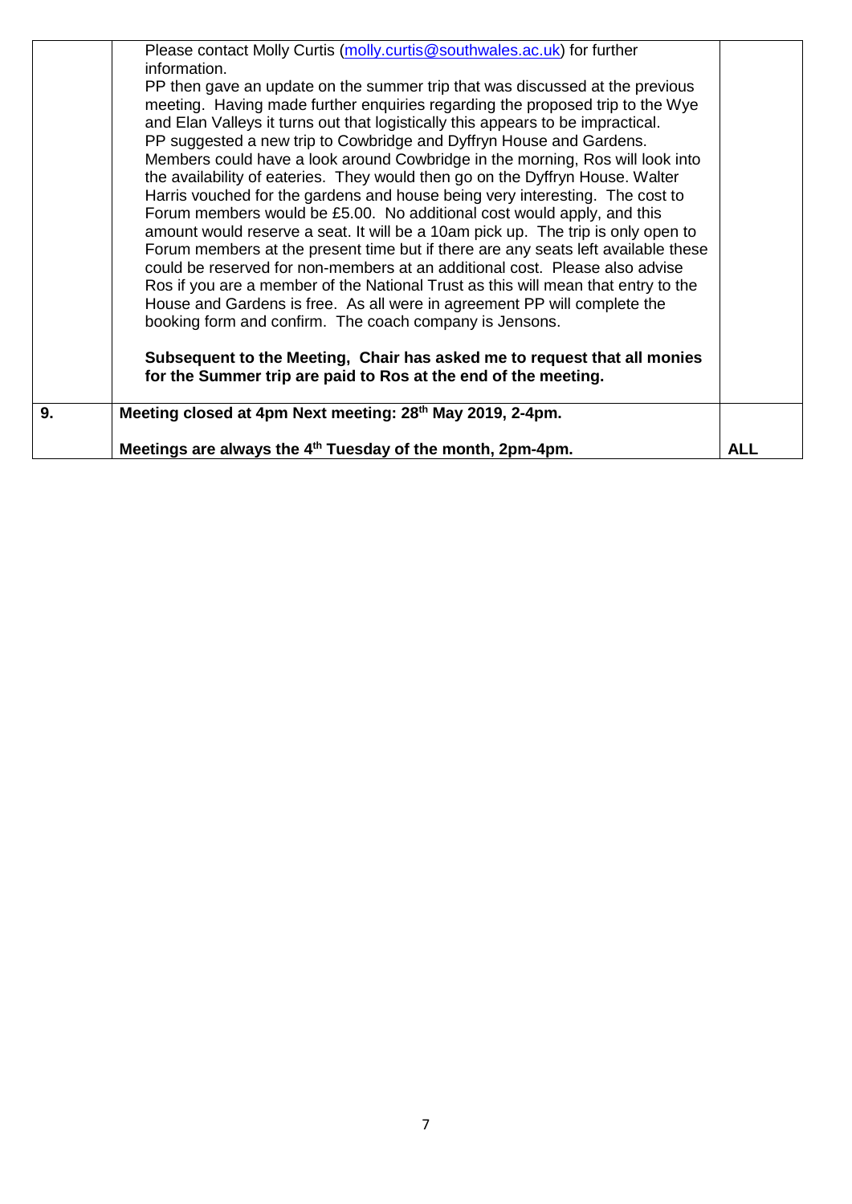| | | |
|---|---|---|
| | Please contact Molly Curtis (molly.curtis@southwales.ac.uk) for further information.<br>PP then gave an update on the summer trip that was discussed at the previous meeting. Having made further enquiries regarding the proposed trip to the Wye and Elan Valleys it turns out that logistically this appears to be impractical.<br>PP suggested a new trip to Cowbridge and Dyffryn House and Gardens.<br>Members could have a look around Cowbridge in the morning, Ros will look into the availability of eateries. They would then go on the Dyffryn House. Walter Harris vouched for the gardens and house being very interesting. The cost to Forum members would be £5.00. No additional cost would apply, and this amount would reserve a seat. It will be a 10am pick up. The trip is only open to Forum members at the present time but if there are any seats left available these could be reserved for non-members at an additional cost. Please also advise Ros if you are a member of the National Trust as this will mean that entry to the House and Gardens is free. As all were in agreement PP will complete the booking form and confirm. The coach company is Jensons.<br><br>**Subsequent to the Meeting, Chair has asked me to request that all monies for the Summer trip are paid to Ros at the end of the meeting.** | |
| **9.** | **Meeting closed at 4pm Next meeting: 28th May 2019, 2-4pm.**<br><br>**Meetings are always the 4th Tuesday of the month, 2pm-4pm.** | **ALL** |